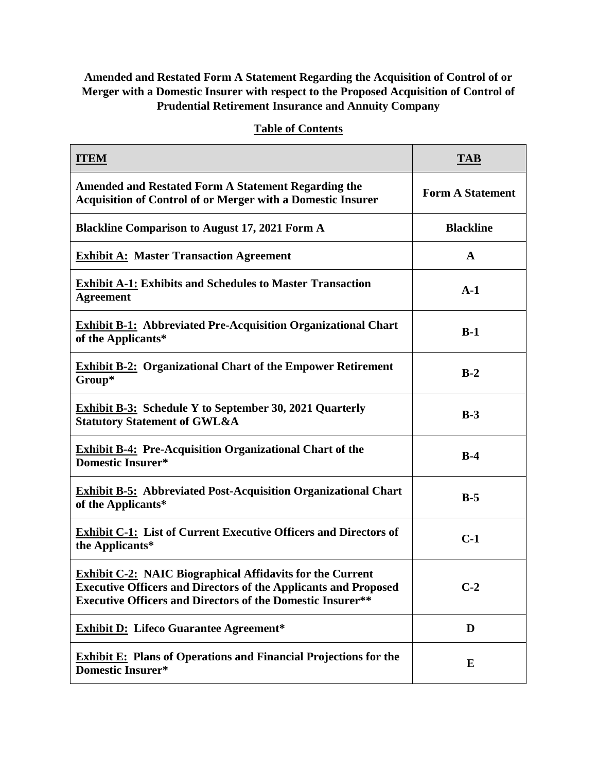**Amended and Restated Form A Statement Regarding the Acquisition of Control of or Merger with a Domestic Insurer with respect to the Proposed Acquisition of Control of Prudential Retirement Insurance and Annuity Company**

**Table of Contents**

| **ITEM** | **TAB** |
|---|---|
| **Amended and Restated Form A Statement Regarding the Acquisition of Control of or Merger with a Domestic Insurer** | **Form A Statement** |
| **Blackline Comparison to August 17, 2021 Form A** | **Blackline** |
| **Exhibit A: Master Transaction Agreement** | **A** |
| **Exhibit A-1: Exhibits and Schedules to Master Transaction Agreement** | **A-1** |
| **Exhibit B-1: Abbreviated Pre-Acquisition Organizational Chart of the Applicants*** | **B-1** |
| **Exhibit B-2: Organizational Chart of the Empower Retirement Group*** | **B-2** |
| **Exhibit B-3: Schedule Y to September 30, 2021 Quarterly Statutory Statement of GWL&A** | **B-3** |
| **Exhibit B-4: Pre-Acquisition Organizational Chart of the Domestic Insurer*** | **B-4** |
| **Exhibit B-5: Abbreviated Post-Acquisition Organizational Chart of the Applicants*** | **B-5** |
| **Exhibit C-1: List of Current Executive Officers and Directors of the Applicants*** | **C-1** |
| **Exhibit C-2: NAIC Biographical Affidavits for the Current Executive Officers and Directors of the Applicants and Proposed Executive Officers and Directors of the Domestic Insurer**** | **C-2** |
| **Exhibit D: Lifeco Guarantee Agreement*** | **D** |
| **Exhibit E: Plans of Operations and Financial Projections for the Domestic Insurer*** | **E** |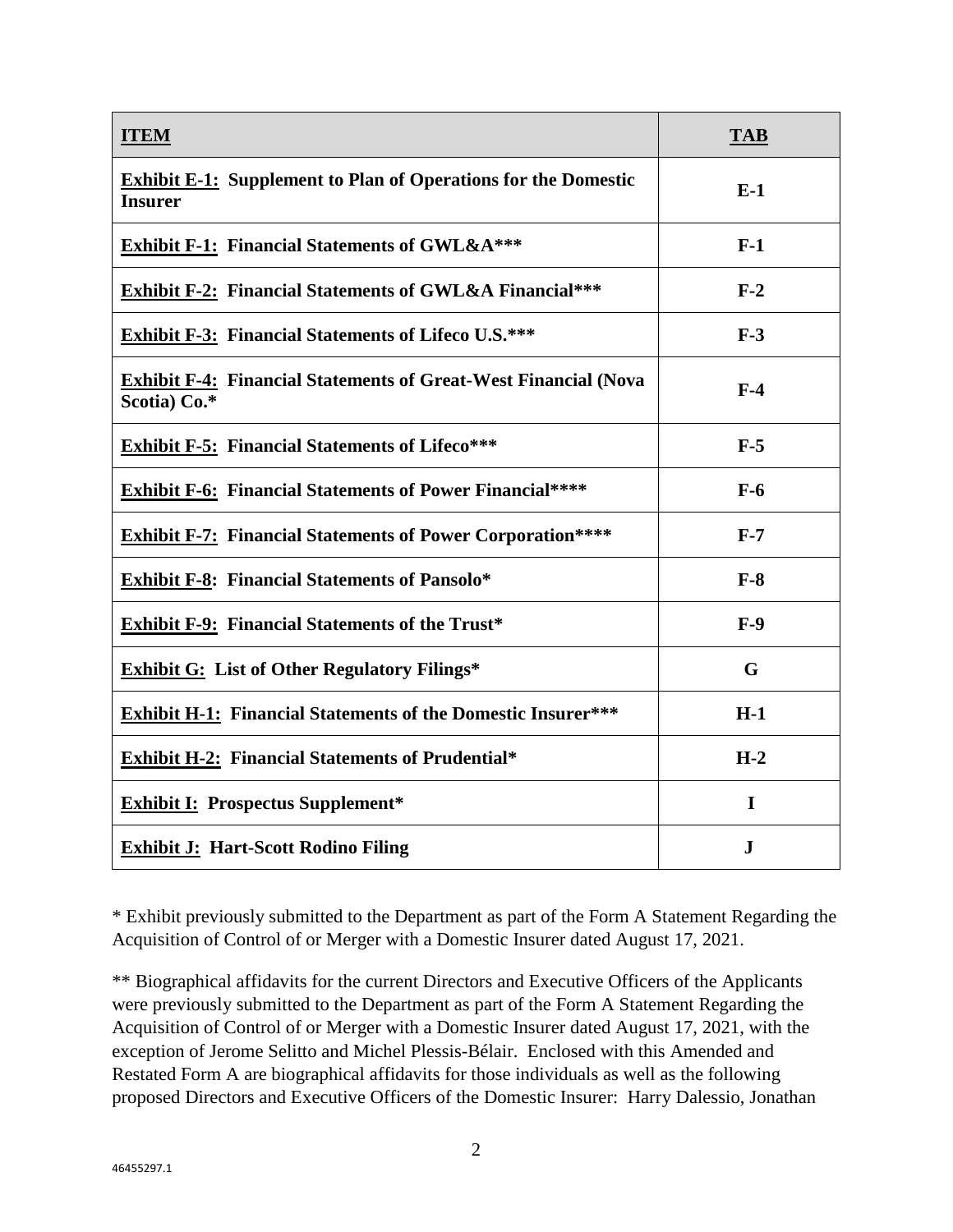| **ITEM** | **TAB** |
|---|---|
| **Exhibit E-1: Supplement to Plan of Operations for the Domestic Insurer** | **E-1** |
| **Exhibit F-1: Financial Statements of GWL&A*** ** | **F-1** |
| **Exhibit F-2: Financial Statements of GWL&A Financial*** ** | **F-2** |
| **Exhibit F-3: Financial Statements of Lifeco U.S.*** ** | **F-3** |
| **Exhibit F-4: Financial Statements of Great-West Financial (Nova Scotia) Co.*** | **F-4** |
| **Exhibit F-5: Financial Statements of Lifeco*** ** | **F-5** |
| **Exhibit F-6: Financial Statements of Power Financial**** ** | **F-6** |
| **Exhibit F-7: Financial Statements of Power Corporation**** ** | **F-7** |
| **Exhibit F-8: Financial Statements of Pansolo*** | **F-8** |
| **Exhibit F-9: Financial Statements of the Trust*** | **F-9** |
| **Exhibit G: List of Other Regulatory Filings*** | **G** |
| **Exhibit H-1: Financial Statements of the Domestic Insurer*** ** | **H-1** |
| **Exhibit H-2: Financial Statements of Prudential*** | **H-2** |
| **Exhibit I: Prospectus Supplement*** | **I** |
| **Exhibit J: Hart-Scott Rodino Filing** | **J** |

* Exhibit previously submitted to the Department as part of the Form A Statement Regarding the Acquisition of Control of or Merger with a Domestic Insurer dated August 17, 2021.

** Biographical affidavits for the current Directors and Executive Officers of the Applicants were previously submitted to the Department as part of the Form A Statement Regarding the Acquisition of Control of or Merger with a Domestic Insurer dated August 17, 2021, with the exception of Jerome Selitto and Michel Plessis-Bélair. Enclosed with this Amended and Restated Form A are biographical affidavits for those individuals as well as the following proposed Directors and Executive Officers of the Domestic Insurer: Harry Dalessio, Jonathan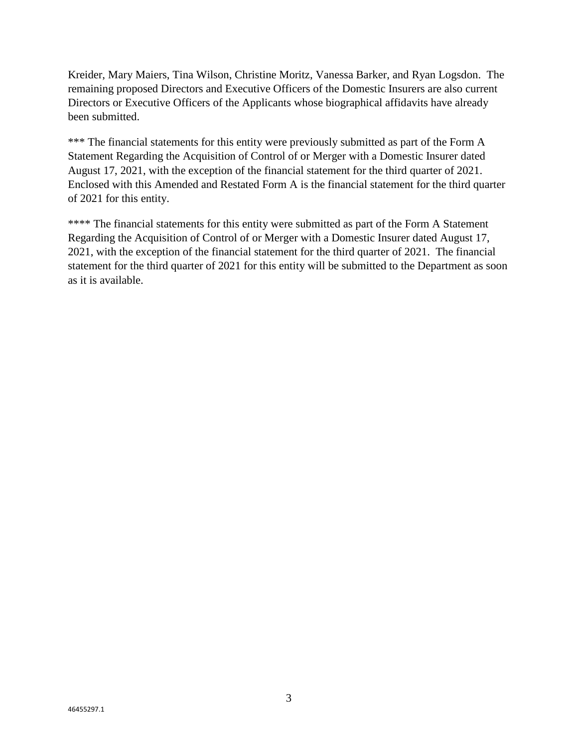Kreider, Mary Maiers, Tina Wilson, Christine Moritz, Vanessa Barker, and Ryan Logsdon. The remaining proposed Directors and Executive Officers of the Domestic Insurers are also current Directors or Executive Officers of the Applicants whose biographical affidavits have already been submitted.

*** The financial statements for this entity were previously submitted as part of the Form A Statement Regarding the Acquisition of Control of or Merger with a Domestic Insurer dated August 17, 2021, with the exception of the financial statement for the third quarter of 2021. Enclosed with this Amended and Restated Form A is the financial statement for the third quarter of 2021 for this entity.

**** The financial statements for this entity were submitted as part of the Form A Statement Regarding the Acquisition of Control of or Merger with a Domestic Insurer dated August 17, 2021, with the exception of the financial statement for the third quarter of 2021. The financial statement for the third quarter of 2021 for this entity will be submitted to the Department as soon as it is available.

46455297.1